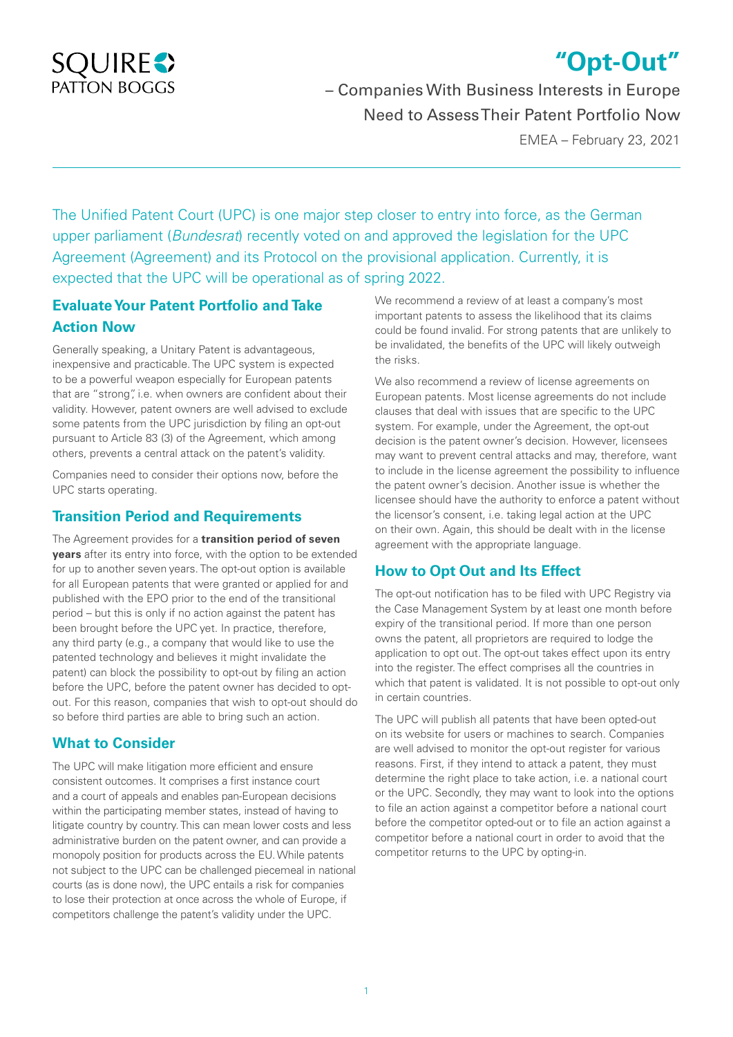# "Opt-Out"

– Companies With Business Interests in Europe Need to Assess Their Patent Portfolio Now

EMEA – February 23, 2021

The Unified Patent Court (UPC) is one major step closer to entry into force, as the German upper parliament (*Bundesrat*) recently voted on and approved the legislation for the UPC Agreement (Agreement) and its Protocol on the provisional application. Currently, it is expected that the UPC will be operational as of spring 2022.

## Evaluate Your Patent Portfolio and Take Action Now

Generally speaking, a Unitary Patent is advantageous, inexpensive and practicable. The UPC system is expected to be a powerful weapon especially for European patents that are "strong", i.e. when owners are confident about their validity. However, patent owners are well advised to exclude some patents from the UPC jurisdiction by filing an opt-out pursuant to Article 83 (3) of the Agreement, which among others, prevents a central attack on the patent's validity.

Companies need to consider their options now, before the UPC starts operating.

## Transition Period and Requirements

The Agreement provides for a **transition period of seven years** after its entry into force, with the option to be extended for up to another seven years. The opt-out option is available for all European patents that were granted or applied for and published with the EPO prior to the end of the transitional period – but this is only if no action against the patent has been brought before the UPC yet. In practice, therefore, any third party (e.g., a company that would like to use the patented technology and believes it might invalidate the patent) can block the possibility to opt-out by filing an action before the UPC, before the patent owner has decided to opt-out. For this reason, companies that wish to opt-out should do so before third parties are able to bring such an action.

## What to Consider

The UPC will make litigation more efficient and ensure consistent outcomes. It comprises a first instance court and a court of appeals and enables pan-European decisions within the participating member states, instead of having to litigate country by country. This can mean lower costs and less administrative burden on the patent owner, and can provide a monopoly position for products across the EU. While patents not subject to the UPC can be challenged piecemeal in national courts (as is done now), the UPC entails a risk for companies to lose their protection at once across the whole of Europe, if competitors challenge the patent's validity under the UPC.

We recommend a review of at least a company's most important patents to assess the likelihood that its claims could be found invalid. For strong patents that are unlikely to be invalidated, the benefits of the UPC will likely outweigh the risks.

We also recommend a review of license agreements on European patents. Most license agreements do not include clauses that deal with issues that are specific to the UPC system. For example, under the Agreement, the opt-out decision is the patent owner's decision. However, licensees may want to prevent central attacks and may, therefore, want to include in the license agreement the possibility to influence the patent owner's decision. Another issue is whether the licensee should have the authority to enforce a patent without the licensor's consent, i.e. taking legal action at the UPC on their own. Again, this should be dealt with in the license agreement with the appropriate language.

## How to Opt Out and Its Effect

The opt-out notification has to be filed with UPC Registry via the Case Management System by at least one month before expiry of the transitional period. If more than one person owns the patent, all proprietors are required to lodge the application to opt out. The opt-out takes effect upon its entry into the register. The effect comprises all the countries in which that patent is validated. It is not possible to opt-out only in certain countries.

The UPC will publish all patents that have been opted-out on its website for users or machines to search. Companies are well advised to monitor the opt-out register for various reasons. First, if they intend to attack a patent, they must determine the right place to take action, i.e. a national court or the UPC. Secondly, they may want to look into the options to file an action against a competitor before a national court before the competitor opted-out or to file an action against a competitor before a national court in order to avoid that the competitor returns to the UPC by opting-in.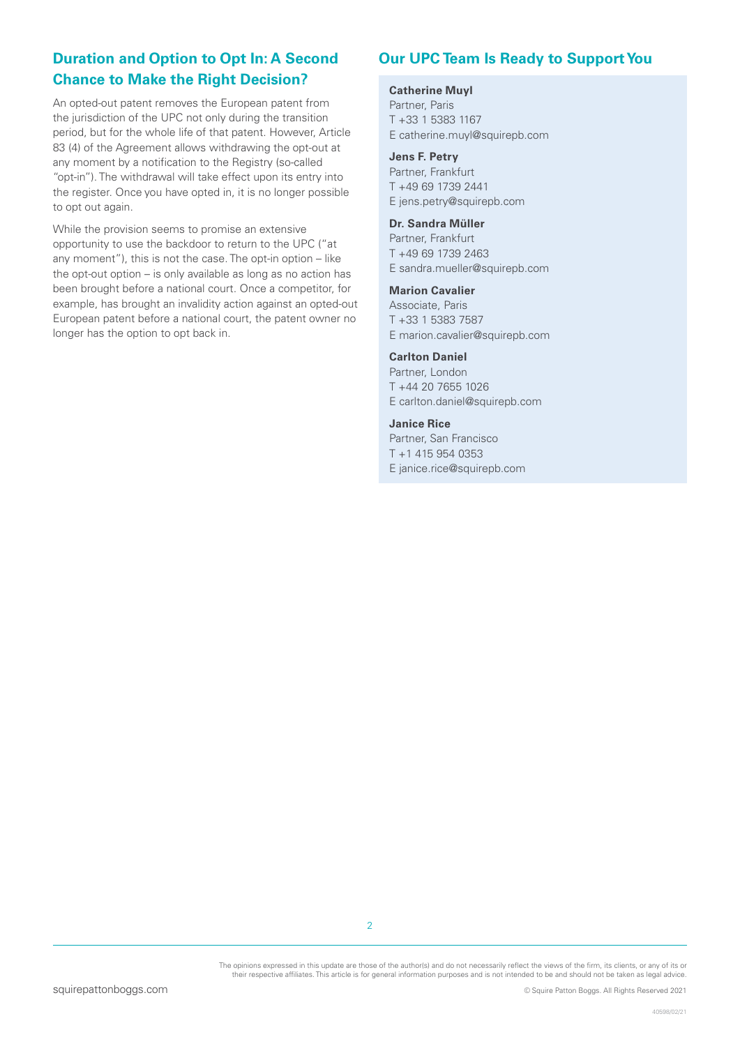## Duration and Option to Opt In: A Second Chance to Make the Right Decision?

An opted-out patent removes the European patent from the jurisdiction of the UPC not only during the transition period, but for the whole life of that patent. However, Article 83 (4) of the Agreement allows withdrawing the opt-out at any moment by a notification to the Registry (so-called "opt-in"). The withdrawal will take effect upon its entry into the register. Once you have opted in, it is no longer possible to opt out again.

While the provision seems to promise an extensive opportunity to use the backdoor to return to the UPC ("at any moment"), this is not the case. The opt-in option – like the opt-out option – is only available as long as no action has been brought before a national court. Once a competitor, for example, has brought an invalidity action against an opted-out European patent before a national court, the patent owner no longer has the option to opt back in.

## Our UPC Team Is Ready to Support You

**Catherine Muyl**
Partner, Paris
T +33 1 5383 1167
E catherine.muyl@squirepb.com

**Jens F. Petry**
Partner, Frankfurt
T +49 69 1739 2441
E jens.petry@squirepb.com

**Dr. Sandra Müller**
Partner, Frankfurt
T +49 69 1739 2463
E sandra.mueller@squirepb.com

**Marion Cavalier**
Associate, Paris
T +33 1 5383 7587
E marion.cavalier@squirepb.com

**Carlton Daniel**
Partner, London
T +44 20 7655 1026
E carlton.daniel@squirepb.com

**Janice Rice**
Partner, San Francisco
T +1 415 954 0353
E janice.rice@squirepb.com

The opinions expressed in this update are those of the author(s) and do not necessarily reflect the views of the firm, its clients, or any of its or their respective affiliates. This article is for general information purposes and is not intended to be and should not be taken as legal advice.

squirepattonboggs.com

© Squire Patton Boggs. All Rights Reserved 2021

40598/02/21